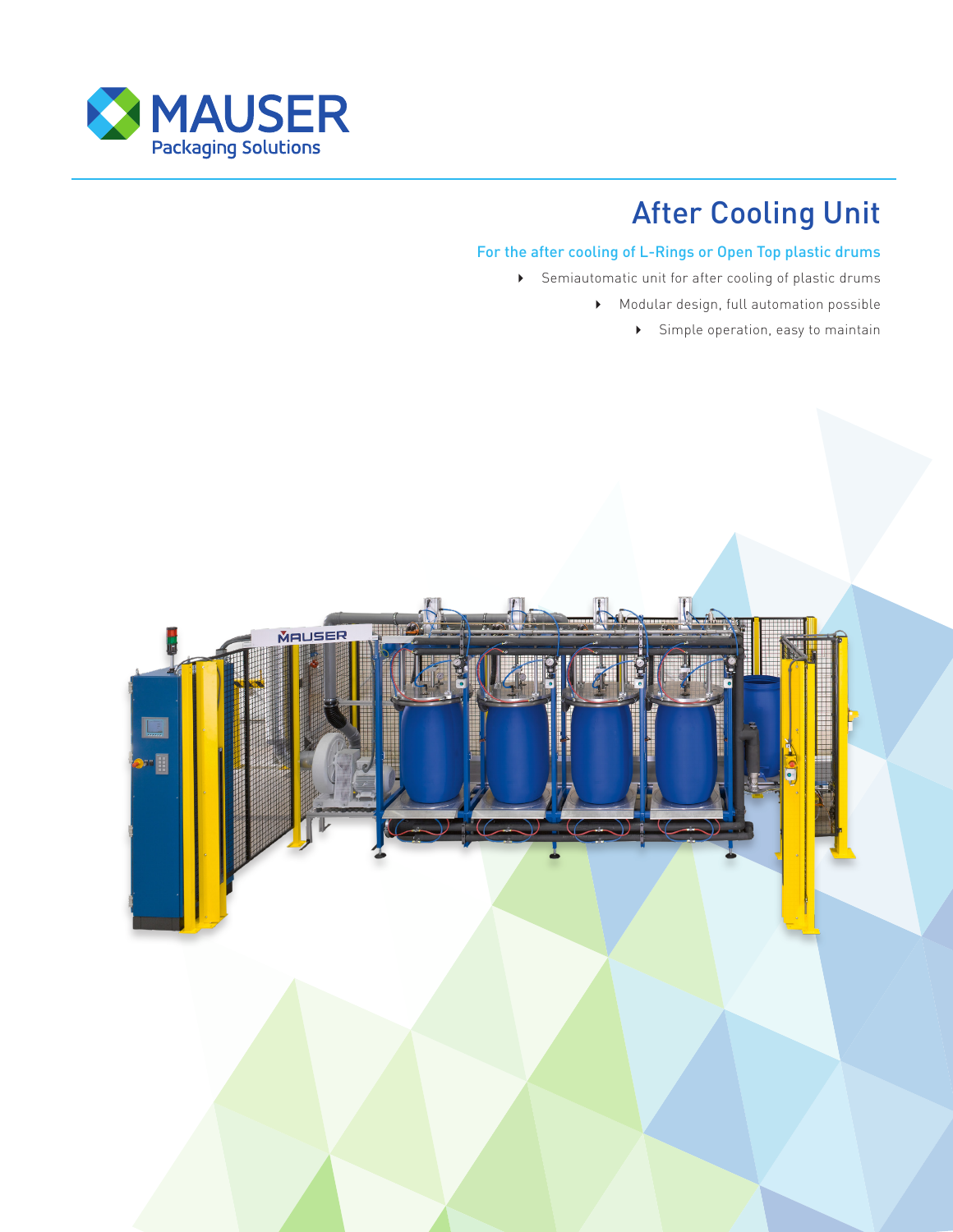MAUSER Packaging Solutions

# After Cooling Unit

## For the after cooling of L-Rings or Open Top plastic drums

- Semiautomatic unit for after cooling of plastic drums
- Modular design, full automation possible
- Simple operation, easy to maintain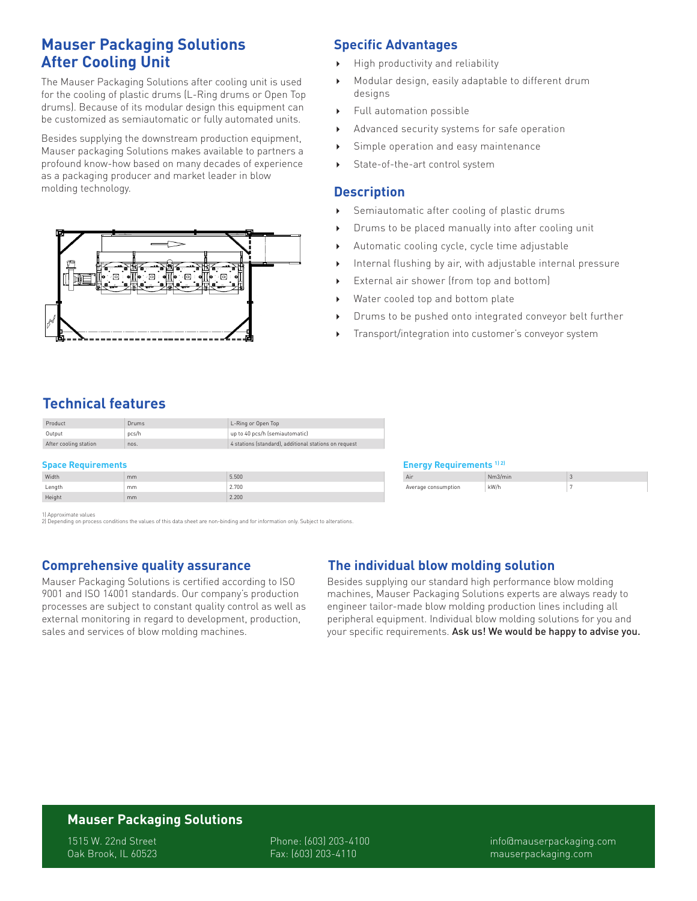## Mauser Packaging Solutions After Cooling Unit

The Mauser Packaging Solutions after cooling unit is used for the cooling of plastic drums (L-Ring drums or Open Top drums). Because of its modular design this equipment can be customized as semiautomatic or fully automated units.

Besides supplying the downstream production equipment, Mauser packaging Solutions makes available to partners a profound know-how based on many decades of experience as a packaging producer and market leader in blow molding technology.

## Specific Advantages

- High productivity and reliability
- Modular design, easily adaptable to different drum designs
- Full automation possible
- Advanced security systems for safe operation
- Simple operation and easy maintenance
- State-of-the-art control system

## Description

- Semiautomatic after cooling of plastic drums
- Drums to be placed manually into after cooling unit
- Automatic cooling cycle, cycle time adjustable
- Internal flushing by air, with adjustable internal pressure
- External air shower (from top and bottom)
- Water cooled top and bottom plate
- Drums to be pushed onto integrated conveyor belt further
- Transport/integration into customer's conveyor system

## Technical features

| | | |
|---|---|---|
| Product | Drums | L-Ring or Open Top |
| Output | pcs/h | up to 40 pcs/h (semiautomatic) |
| After cooling station | nos. | 4 stations (standard), additional stations on request |

### Space Requirements

| | | |
|---|---|---|
| Width | mm | 5.500 |
| Length | mm | 2.700 |
| Height | mm | 2.200 |

### Energy Requirements [1) 2)]

| | | |
|---|---|---|
| Air | Nm3/min | 3 |
| Average consumption | kW/h | 7 |

1) Approximate values
2) Depending on process conditions the values of this data sheet are non-binding and for information only. Subject to alterations.

## Comprehensive quality assurance

Mauser Packaging Solutions is certified according to ISO 9001 and ISO 14001 standards. Our company's production processes are subject to constant quality control as well as external monitoring in regard to development, production, sales and services of blow molding machines.

## The individual blow molding solution

Besides supplying our standard high performance blow molding machines, Mauser Packaging Solutions experts are always ready to engineer tailor-made blow molding production lines including all peripheral equipment. Individual blow molding solutions for you and your specific requirements. **Ask us! We would be happy to advise you.**

**Mauser Packaging Solutions**

1515 W. 22nd Street
Oak Brook, IL 60523

Phone: (603) 203-4100
Fax: (603) 203-4110

info@mauserpackaging.com
mauserpackaging.com